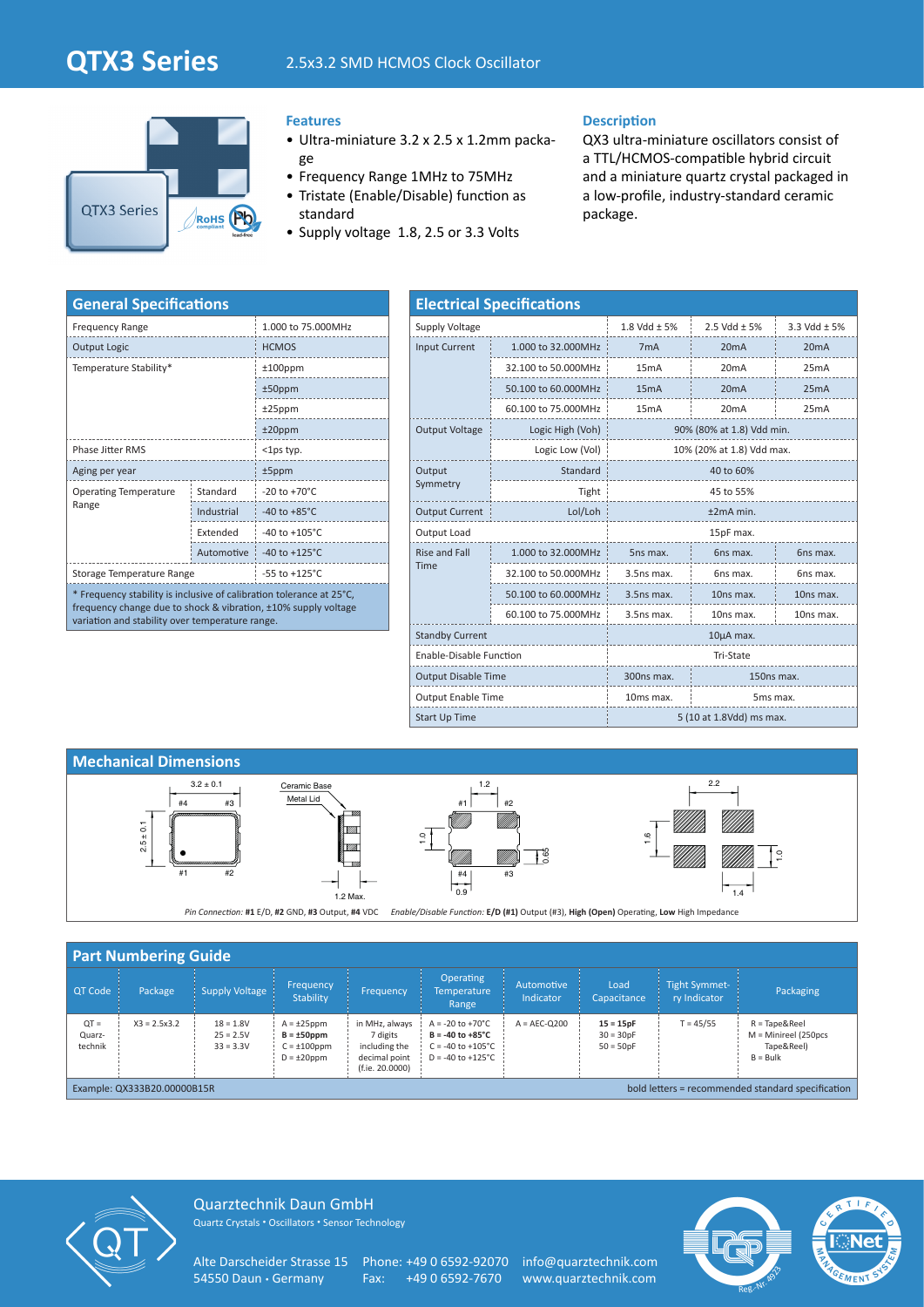# QTX3 Series

2.5x3.2 SMD HCMOS Clock Oscillator

## Features

- Ultra-miniature 3.2 x 2.5 x 1.2mm package
- Frequency Range 1MHz to 75MHz
- Tristate (Enable/Disable) function as standard
- Supply voltage 1.8, 2.5 or 3.3 Volts

## Description

QX3 ultra-miniature oscillators consist of a TTL/HCMOS-compatible hybrid circuit and a miniature quartz crystal packaged in a low-profile, industry-standard ceramic package.

## General Specifications

| | | |
|---|---|---|
| Frequency Range | | 1.000 to 75.000MHz |
| Output Logic | | HCMOS |
| Temperature Stability* | | ±100ppm |
| | | ±50ppm |
| | | ±25ppm |
| | | ±20ppm |
| Phase Jitter RMS | | <1ps typ. |
| Aging per year | | ±5ppm |
| Operating Temperature Range | Standard | -20 to +70°C |
| | Industrial | -40 to +85°C |
| | Extended | -40 to +105°C |
| | Automotive | -40 to +125°C |
| Storage Temperature Range | | -55 to +125°C |

* Frequency stability is inclusive of calibration tolerance at 25°C, frequency change due to shock & vibration, ±10% supply voltage variation and stability over temperature range.

## Electrical Specifications

| | | | | |
|---|---|---|---|---|
| Supply Voltage | | 1.8 Vdd ± 5% | 2.5 Vdd ± 5% | 3.3 Vdd ± 5% |
| Input Current | 1.000 to 32.000MHz | 7mA | 20mA | 20mA |
| | 32.100 to 50.000MHz | 15mA | 20mA | 25mA |
| | 50.100 to 60.000MHz | 15mA | 20mA | 25mA |
| | 60.100 to 75.000MHz | 15mA | 20mA | 25mA |
| Output Voltage | Logic High (Voh) | 90% (80% at 1.8) Vdd min. | | |
| | Logic Low (Vol) | 10% (20% at 1.8) Vdd max. | | |
| Output Symmetry | Standard | 40 to 60% | | |
| | Tight | 45 to 55% | | |
| Output Current | Lol/Loh | ±2mA min. | | |
| Output Load | | 15pF max. | | |
| Rise and Fall Time | 1.000 to 32.000MHz | 5ns max. | 6ns max. | 6ns max. |
| | 32.100 to 50.000MHz | 3.5ns max. | 6ns max. | 6ns max. |
| | 50.100 to 60.000MHz | 3.5ns max. | 10ns max. | 10ns max. |
| | 60.100 to 75.000MHz | 3.5ns max. | 10ns max. | 10ns max. |
| Standby Current | | 10µA max. | | |
| Enable-Disable Function | | Tri-State | | |
| Output Disable Time | | 300ns max. | 150ns max. | |
| Output Enable Time | | 10ms max. | 5ms max. | |
| Start Up Time | | 5 (10 at 1.8Vdd) ms max. | | |

## Mechanical Dimensions

3.2 ± 0.1; 2.5 ± 0.1; #1 #2 #3 #4; Ceramic Base; Metal Lid; 1.2 Max.; 1.2; 1.0; 0.65; 0.9; 2.2; 1.6; 1.0; 1.4

*Pin Connection:* **#1** E/D, **#2** GND, **#3** Output, **#4** VDC   *Enable/Disable Function:* **E/D (#1)** Output (#3), **High (Open)** Operating, **Low** High Impedance

## Part Numbering Guide

| QT Code | Package | Supply Voltage | Frequency Stability | Frequency | Operating Temperature Range | Automotive Indicator | Load Capacitance | Tight Symmetry Indicator | Packaging |
|---|---|---|---|---|---|---|---|---|---|
| QT = Quarz-technik | X3 = 2.5x3.2 | 18 = 1.8V<br>25 = 2.5V<br>33 = 3.3V | A = ±25ppm<br>**B = ±50ppm**<br>C = ±100ppm<br>D = ±20ppm | in MHz, always 7 digits including the decimal point (f.ie. 20.0000) | A = -20 to +70°C<br>**B = -40 to +85°C**<br>C = -40 to +105°C<br>D = -40 to +125°C | A = AEC-Q200 | **15 = 15pF**<br>30 = 30pF<br>50 = 50pF | T = 45/55 | R = Tape&Reel<br>M = Minireel (250pcs Tape&Reel)<br>B = Bulk |

Example: QX333B20.00000B15R   bold letters = recommended standard specification

Quarztechnik Daun GmbH
Quartz Crystals • Oscillators • Sensor Technology

Alte Darscheider Strasse 15
54550 Daun • Germany

Phone: +49 0 6592-92070
Fax: +49 0 6592-7670

info@quarztechnik.com
www.quarztechnik.com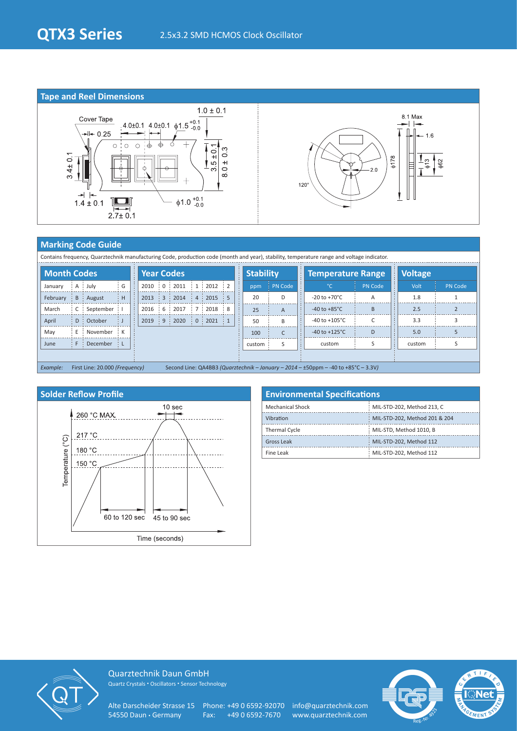# QTX3 Series

2.5x3.2 SMD HCMOS Clock Oscillator

## Tape and Reel Dimensions

Cover Tape
0.25
4.0±0.1 4.0±0.1 ϕ1.5 +0.1 -0.0
1.0 ± 0.1
3.4± 0.1
3.5 ± 0.1
8.0 ± 0.3
1.4 ± 0.1
2.7± 0.1
ϕ1.0 +0.1 -0.0

8.1 Max
1.6
2.0
ϕ178
ϕ13
ϕ62
120°

## Marking Code Guide

Contains frequency, Quarztechnik manufacturing Code, production code (month and year), stability, temperature range and voltage indicator.

### Month Codes

| | | | |
|---|---|---|---|
| January | A | July | G |
| February | B | August | H |
| March | C | September | I |
| April | D | October | J |
| May | E | November | K |
| June | F | December | L |

### Year Codes

| | | | | | |
|---|---|---|---|---|---|
| 2010 | 0 | 2011 | 1 | 2012 | 2 |
| 2013 | 3 | 2014 | 4 | 2015 | 5 |
| 2016 | 6 | 2017 | 7 | 2018 | 8 |
| 2019 | 9 | 2020 | 0 | 2021 | 1 |

### Stability

| ppm | PN Code |
|---|---|
| 20 | D |
| 25 | A |
| 50 | B |
| 100 | C |
| custom | S |

### Temperature Range

| °C | PN Code |
|---|---|
| -20 to +70°C | A |
| -40 to +85°C | B |
| -40 to +105°C | C |
| -40 to +125°C | D |
| custom | S |

### Voltage

| Volt | PN Code |
|---|---|
| 1.8 | 1 |
| 2.5 | 2 |
| 3.3 | 3 |
| 5.0 | 5 |
| custom | S |

*Example:* First Line: 20.000 *(Frequency)* Second Line: QA4BB3 *(Quarztechnik – January – 2014 – ±50ppm – -40 to +85°C – 3.3V)*

## Solder Reflow Profile

10 sec
260 °C MAX.
217 °C
180 °C
150 °C
Temperature (°C)
60 to 120 sec
45 to 90 sec
Time (seconds)

## Environmental Specifications

| | |
|---|---|
| Mechanical Shock | MIL-STD-202, Method 213, C |
| Vibration | MIL-STD-202, Method 201 & 204 |
| Thermal Cycle | MIL-STD, Method 1010, B |
| Gross Leak | MIL-STD-202, Method 112 |
| Fine Leak | MIL-STD-202, Method 112 |

Quarztechnik Daun GmbH
Quartz Crystals • Oscillators • Sensor Technology

Alte Darscheider Strasse 15
54550 Daun • Germany
Phone: +49 0 6592-92070
Fax: +49 0 6592-7670
info@quarztechnik.com
www.quarztechnik.com